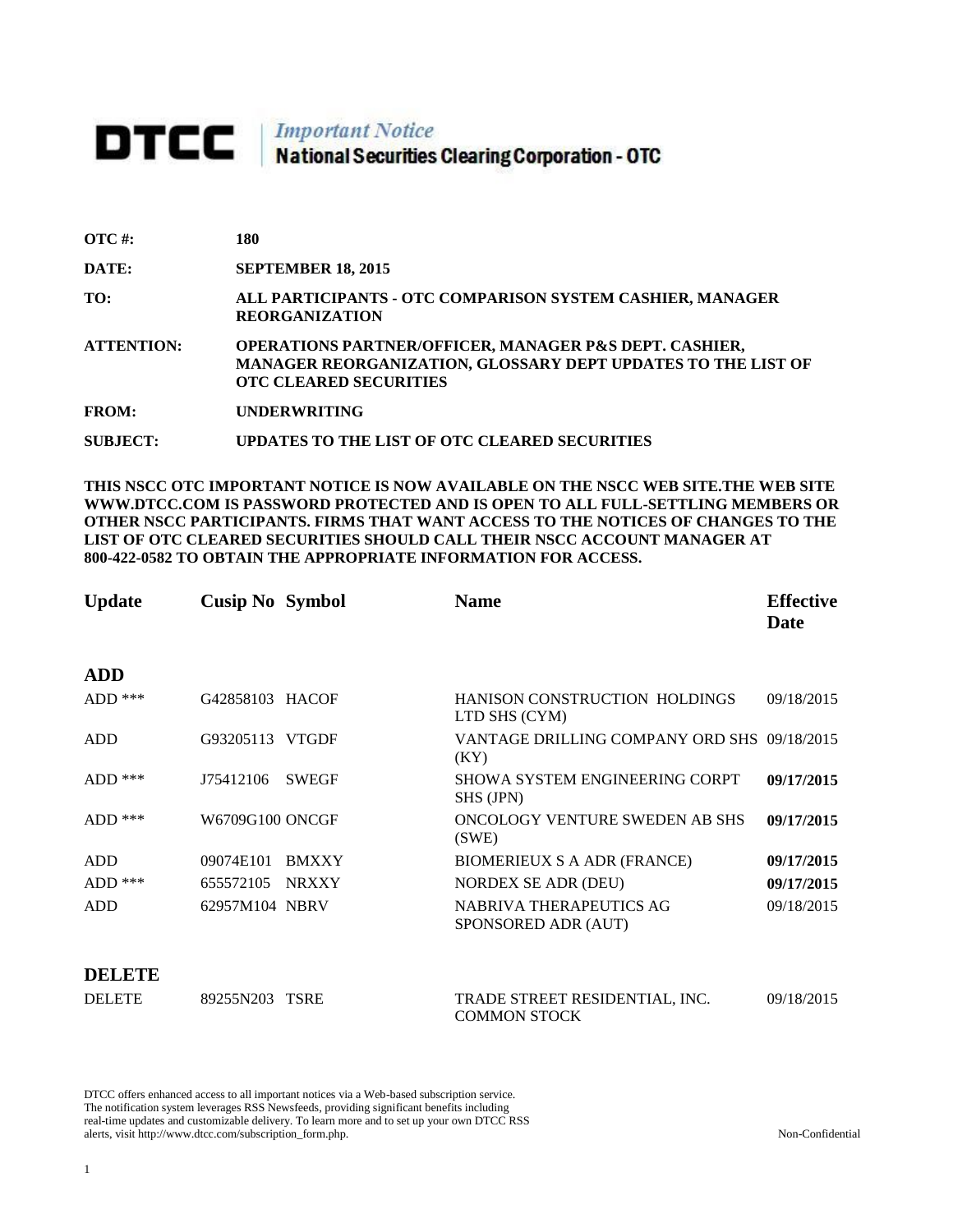# DTCC | *Important Notice* National Securities Clearing Corporation - OTC

| | |
|---|---|
| **OTC #:** | **180** |
| **DATE:** | **SEPTEMBER 18, 2015** |
| **TO:** | **ALL PARTICIPANTS - OTC COMPARISON SYSTEM CASHIER, MANAGER REORGANIZATION** |
| **ATTENTION:** | **OPERATIONS PARTNER/OFFICER, MANAGER P&S DEPT. CASHIER, MANAGER REORGANIZATION, GLOSSARY DEPT UPDATES TO THE LIST OF OTC CLEARED SECURITIES** |
| **FROM:** | **UNDERWRITING** |
| **SUBJECT:** | **UPDATES TO THE LIST OF OTC CLEARED SECURITIES** |

**THIS NSCC OTC IMPORTANT NOTICE IS NOW AVAILABLE ON THE NSCC WEB SITE.THE WEB SITE WWW.DTCC.COM IS PASSWORD PROTECTED AND IS OPEN TO ALL FULL-SETTLING MEMBERS OR OTHER NSCC PARTICIPANTS. FIRMS THAT WANT ACCESS TO THE NOTICES OF CHANGES TO THE LIST OF OTC CLEARED SECURITIES SHOULD CALL THEIR NSCC ACCOUNT MANAGER AT 800-422-0582 TO OBTAIN THE APPROPRIATE INFORMATION FOR ACCESS.**

| **Update** | **Cusip No** | **Symbol** | **Name** | **Effective Date** |
|---|---|---|---|---|
| **ADD** | | | | |
| ADD *** | G42858103 | HACOF | HANISON CONSTRUCTION HOLDINGS LTD SHS (CYM) | 09/18/2015 |
| ADD | G93205113 | VTGDF | VANTAGE DRILLING COMPANY ORD SHS (KY) | 09/18/2015 |
| ADD *** | J75412106 | SWEGF | SHOWA SYSTEM ENGINEERING CORPT SHS (JPN) | **09/17/2015** |
| ADD *** | W6709G100 | ONCGF | ONCOLOGY VENTURE SWEDEN AB SHS (SWE) | **09/17/2015** |
| ADD | 09074E101 | BMXXY | BIOMERIEUX S A ADR (FRANCE) | **09/17/2015** |
| ADD *** | 655572105 | NRXXY | NORDEX SE ADR (DEU) | **09/17/2015** |
| ADD | 62957M104 | NBRV | NABRIVA THERAPEUTICS AG SPONSORED ADR (AUT) | 09/18/2015 |
| **DELETE** | | | | |
| DELETE | 89255N203 | TSRE | TRADE STREET RESIDENTIAL, INC. COMMON STOCK | 09/18/2015 |

DTCC offers enhanced access to all important notices via a Web-based subscription service. The notification system leverages RSS Newsfeeds, providing significant benefits including real-time updates and customizable delivery. To learn more and to set up your own DTCC RSS alerts, visit http://www.dtcc.com/subscription_form.php.

Non-Confidential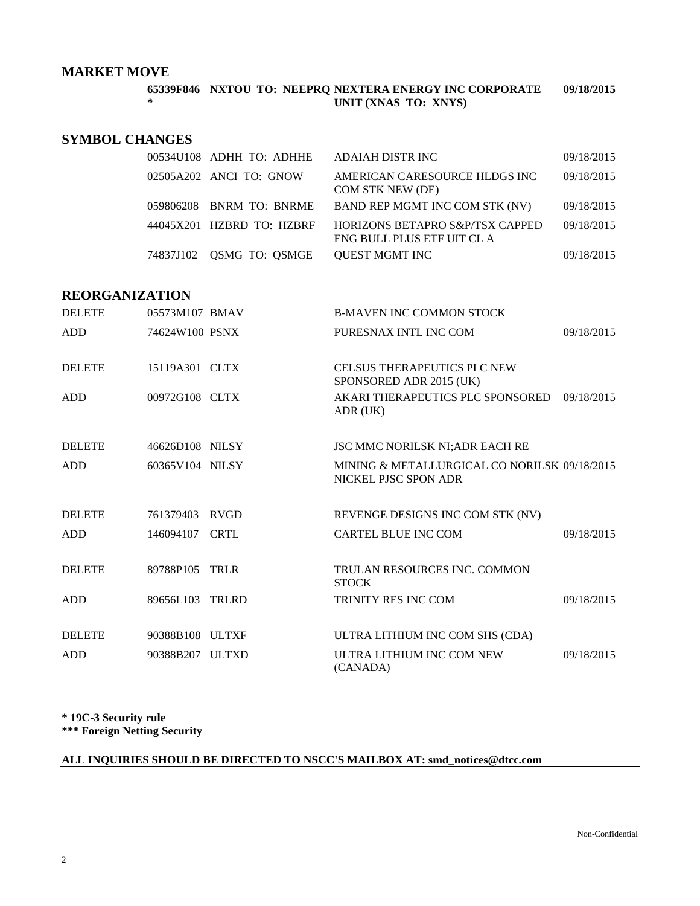## MARKET MOVE

| | | | |
|---|---|---|---|
| **65339F846 *** | **NXTOU TO: NEEPRQ** | **NEXTERA ENERGY INC CORPORATE UNIT (XNAS TO: XNYS)** | **09/18/2015** |

## SYMBOL CHANGES

| | | | |
|---|---|---|---|
| 00534U108 | ADHH TO: ADHHE | ADAIAH DISTR INC | 09/18/2015 |
| 02505A202 | ANCI TO: GNOW | AMERICAN CARESOURCE HLDGS INC COM STK NEW (DE) | 09/18/2015 |
| 059806208 | BNRM TO: BNRME | BAND REP MGMT INC COM STK (NV) | 09/18/2015 |
| 44045X201 | HZBRD TO: HZBRF | HORIZONS BETAPRO S&P/TSX CAPPED ENG BULL PLUS ETF UIT CL A | 09/18/2015 |
| 74837J102 | QSMG TO: QSMGE | QUEST MGMT INC | 09/18/2015 |

## REORGANIZATION

| | | | | |
|---|---|---|---|---|
| DELETE | 05573M107 | BMAV | B-MAVEN INC COMMON STOCK | |
| ADD | 74624W100 | PSNX | PURESNAX INTL INC COM | 09/18/2015 |
| DELETE | 15119A301 | CLTX | CELSUS THERAPEUTICS PLC NEW SPONSORED ADR 2015 (UK) | |
| ADD | 00972G108 | CLTX | AKARI THERAPEUTICS PLC SPONSORED ADR (UK) | 09/18/2015 |
| DELETE | 46626D108 | NILSY | JSC MMC NORILSK NI;ADR EACH RE | |
| ADD | 60365V104 | NILSY | MINING & METALLURGICAL CO NORILSK NICKEL PJSC SPON ADR | 09/18/2015 |
| DELETE | 761379403 | RVGD | REVENGE DESIGNS INC COM STK (NV) | |
| ADD | 146094107 | CRTL | CARTEL BLUE INC COM | 09/18/2015 |
| DELETE | 89788P105 | TRLR | TRULAN RESOURCES INC. COMMON STOCK | |
| ADD | 89656L103 | TRLRD | TRINITY RES INC COM | 09/18/2015 |
| DELETE | 90388B108 | ULTXF | ULTRA LITHIUM INC COM SHS (CDA) | |
| ADD | 90388B207 | ULTXD | ULTRA LITHIUM INC COM NEW (CANADA) | 09/18/2015 |

**\* 19C-3 Security rule**
**\*\*\* Foreign Netting Security**

**ALL INQUIRIES SHOULD BE DIRECTED TO NSCC'S MAILBOX AT: smd_notices@dtcc.com**

Non-Confidential